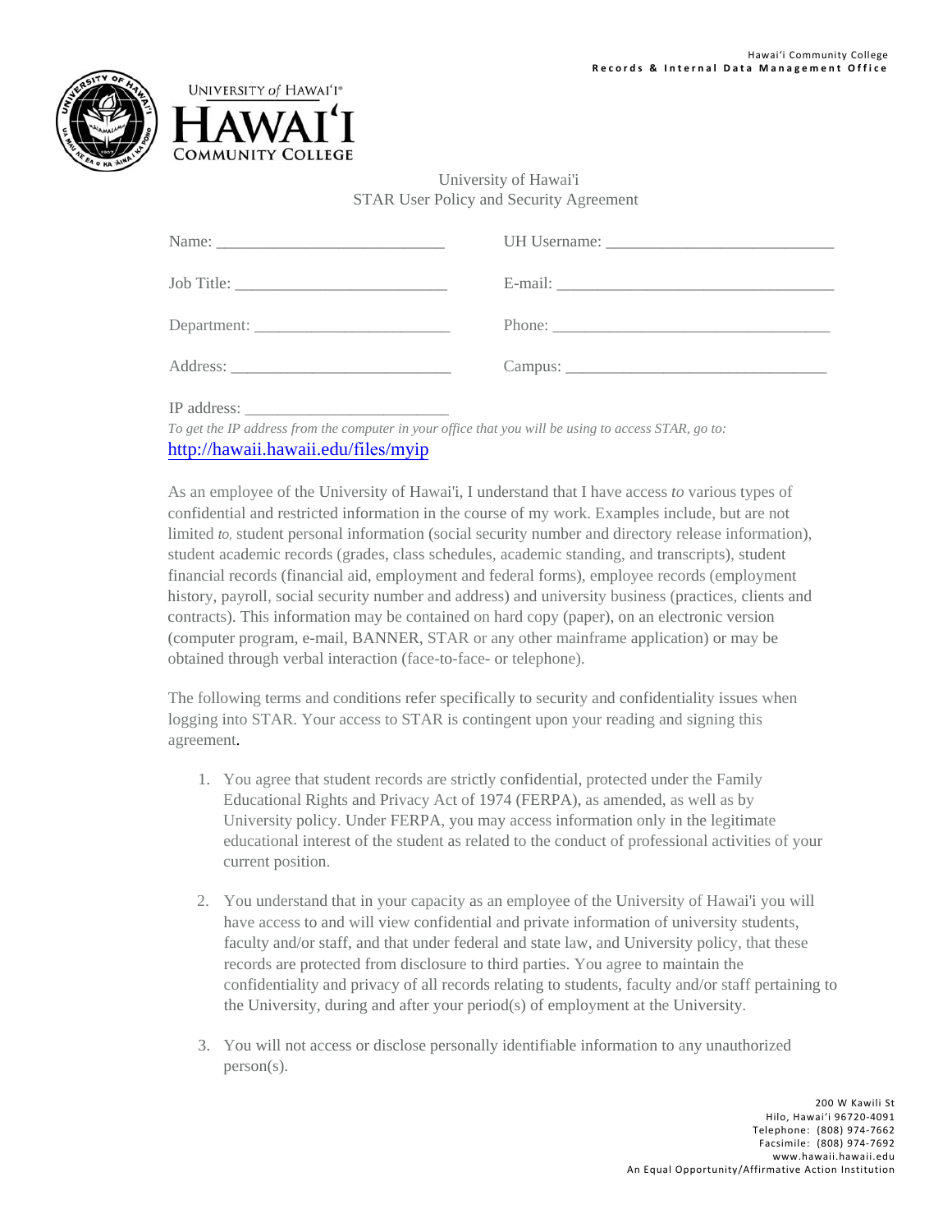Hawaiʻi Community College
**Records & Internal Data Management Office**

University of Hawai'i
STAR User Policy and Security Agreement

Name: ____________________________ UH Username: ____________________________

Job Title: __________________________ E-mail: ___________________________________

Department: ________________________ Phone: ___________________________________

Address: ___________________________ Campus: _________________________________

IP address: _________________________

*To get the IP address from the computer in your office that you will be using to access STAR, go to:*
http://hawaii.hawaii.edu/files/myip

As an employee of the University of Hawai'i, I understand that I have access *to* various types of confidential and restricted information in the course of my work. Examples include, but are not limited *to,* student personal information (social security number and directory release information), student academic records (grades, class schedules, academic standing, and transcripts), student financial records (financial aid, employment and federal forms), employee records (employment history, payroll, social security number and address) and university business (practices, clients and contracts). This information may be contained on hard copy (paper), on an electronic version (computer program, e-mail, BANNER, STAR or any other mainframe application) or may be obtained through verbal interaction (face-to-face- or telephone).

The following terms and conditions refer specifically to security and confidentiality issues when logging into STAR. Your access to STAR is contingent upon your reading and signing this agreement.

1. You agree that student records are strictly confidential, protected under the Family Educational Rights and Privacy Act of 1974 (FERPA), as amended, as well as by University policy. Under FERPA, you may access information only in the legitimate educational interest of the student as related to the conduct of professional activities of your current position.

2. You understand that in your capacity as an employee of the University of Hawai'i you will have access to and will view confidential and private information of university students, faculty and/or staff, and that under federal and state law, and University policy, that these records are protected from disclosure to third parties. You agree to maintain the confidentiality and privacy of all records relating to students, faculty and/or staff pertaining to the University, during and after your period(s) of employment at the University.

3. You will not access or disclose personally identifiable information to any unauthorized person(s).

200 W Kawili St
Hilo, Hawaiʻi 96720-4091
Telephone: (808) 974-7662
Facsimile: (808) 974-7692
www.hawaii.hawaii.edu
An Equal Opportunity/Affirmative Action Institution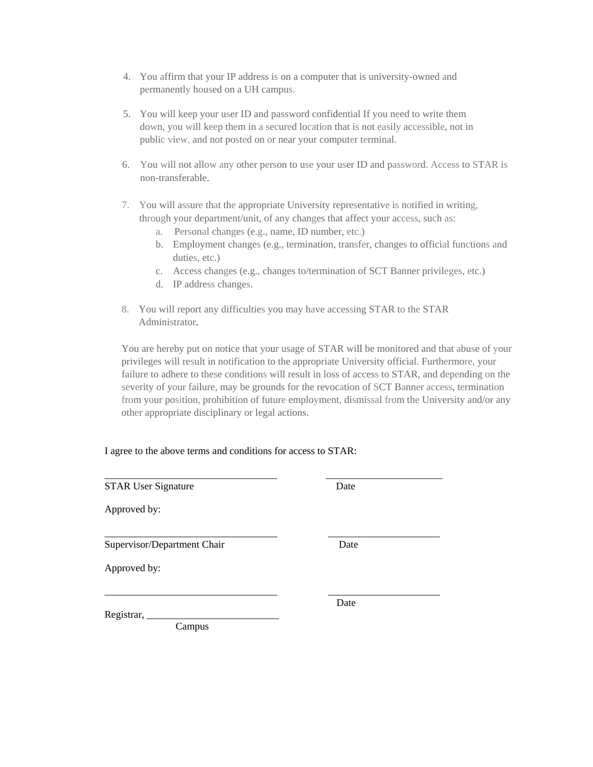4. You affirm that your IP address is on a computer that is university-owned and permanently housed on a UH campus.

5. You will keep your user ID and password confidential If you need to write them down, you will keep them in a secured location that is not easily accessible, not in public view, and not posted on or near your computer terminal.

6. You will not allow any other person to use your user ID and password. Access to STAR is non-transferable.

7. You will assure that the appropriate University representative is notified in writing, through your department/unit, of any changes that affect your access, such as:
   a. Personal changes (e.g., name, ID number, etc.)
   b. Employment changes (e.g., termination, transfer, changes to official functions and duties, etc.)
   c. Access changes (e.g., changes to/termination of SCT Banner privileges, etc.)
   d. IP address changes.

8. You will report any difficulties you may have accessing STAR to the STAR Administrator.

You are hereby put on notice that your usage of STAR will be monitored and that abuse of your privileges will result in notification to the appropriate University official. Furthermore, your failure to adhere to these conditions will result in loss of access to STAR, and depending on the severity of your failure, may be grounds for the revocation of SCT Banner access, termination from your position, prohibition of future employment, dismissal from the University and/or any other appropriate disciplinary or legal actions.

I agree to the above terms and conditions for access to STAR:

___________________________________ ________________________

STAR User Signature Date

Approved by:

___________________________________ ________________________

Supervisor/Department Chair Date

Approved by:

___________________________________ ________________________

Date

Registrar, ___________________________

Campus